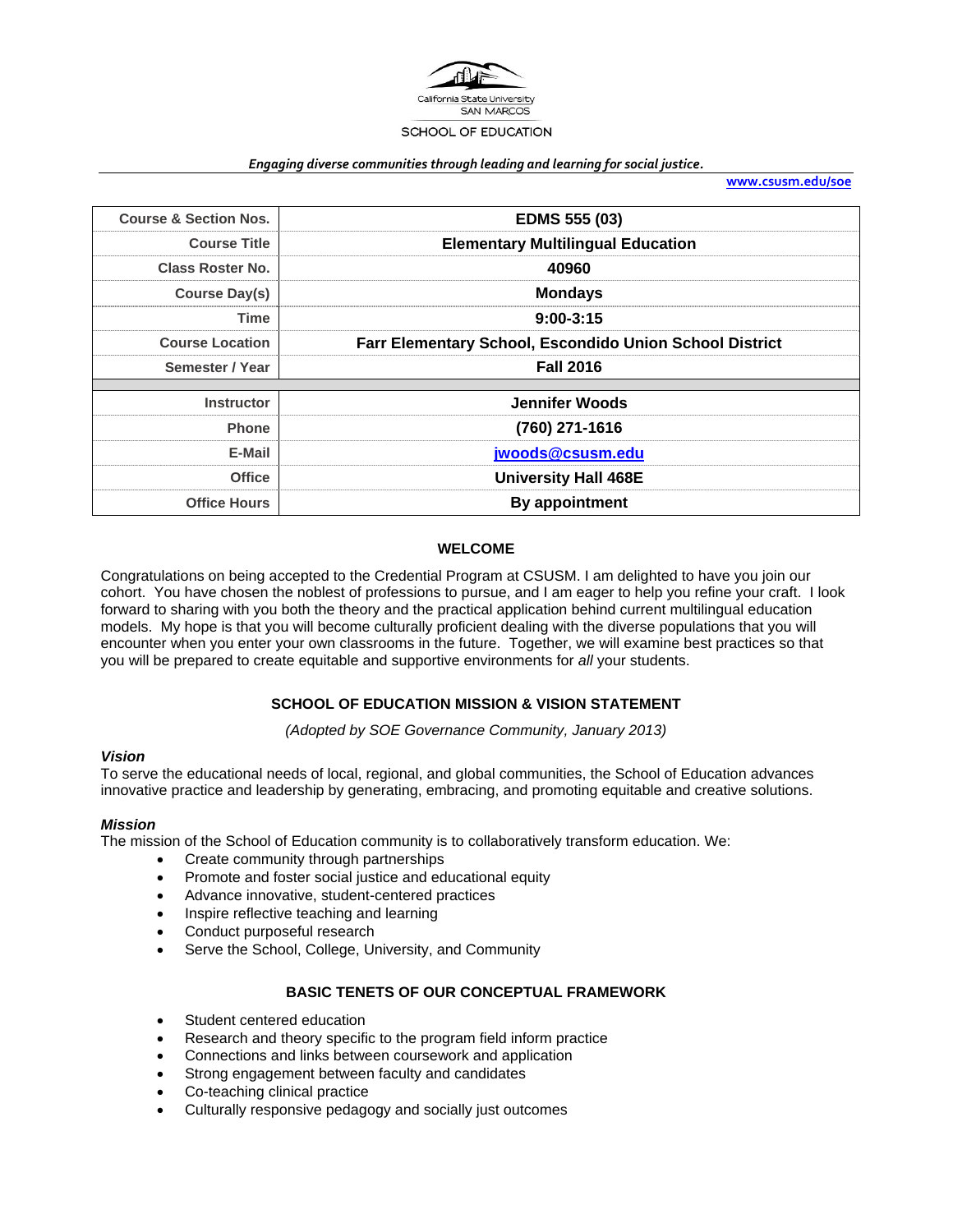California State University
SAN MARCOS
SCHOOL OF EDUCATION

*Engaging diverse communities through leading and learning for social justice.*

**www.csusm.edu/soe**

| Course & Section Nos. | EDMS 555 (03) |
|---|---|
| Course Title | Elementary Multilingual Education |
| Class Roster No. | 40960 |
| Course Day(s) | Mondays |
| Time | 9:00-3:15 |
| Course Location | Farr Elementary School, Escondido Union School District |
| Semester / Year | Fall 2016 |
| | |
| Instructor | Jennifer Woods |
| Phone | (760) 271-1616 |
| E-Mail | jwoods@csusm.edu |
| Office | University Hall 468E |
| Office Hours | By appointment |

## WELCOME

Congratulations on being accepted to the Credential Program at CSUSM. I am delighted to have you join our cohort. You have chosen the noblest of professions to pursue, and I am eager to help you refine your craft. I look forward to sharing with you both the theory and the practical application behind current multilingual education models. My hope is that you will become culturally proficient dealing with the diverse populations that you will encounter when you enter your own classrooms in the future. Together, we will examine best practices so that you will be prepared to create equitable and supportive environments for *all* your students.

## SCHOOL OF EDUCATION MISSION & VISION STATEMENT

*(Adopted by SOE Governance Community, January 2013)*

### *Vision*

To serve the educational needs of local, regional, and global communities, the School of Education advances innovative practice and leadership by generating, embracing, and promoting equitable and creative solutions.

### *Mission*

The mission of the School of Education community is to collaboratively transform education. We:

- Create community through partnerships
- Promote and foster social justice and educational equity
- Advance innovative, student-centered practices
- Inspire reflective teaching and learning
- Conduct purposeful research
- Serve the School, College, University, and Community

## BASIC TENETS OF OUR CONCEPTUAL FRAMEWORK

- Student centered education
- Research and theory specific to the program field inform practice
- Connections and links between coursework and application
- Strong engagement between faculty and candidates
- Co-teaching clinical practice
- Culturally responsive pedagogy and socially just outcomes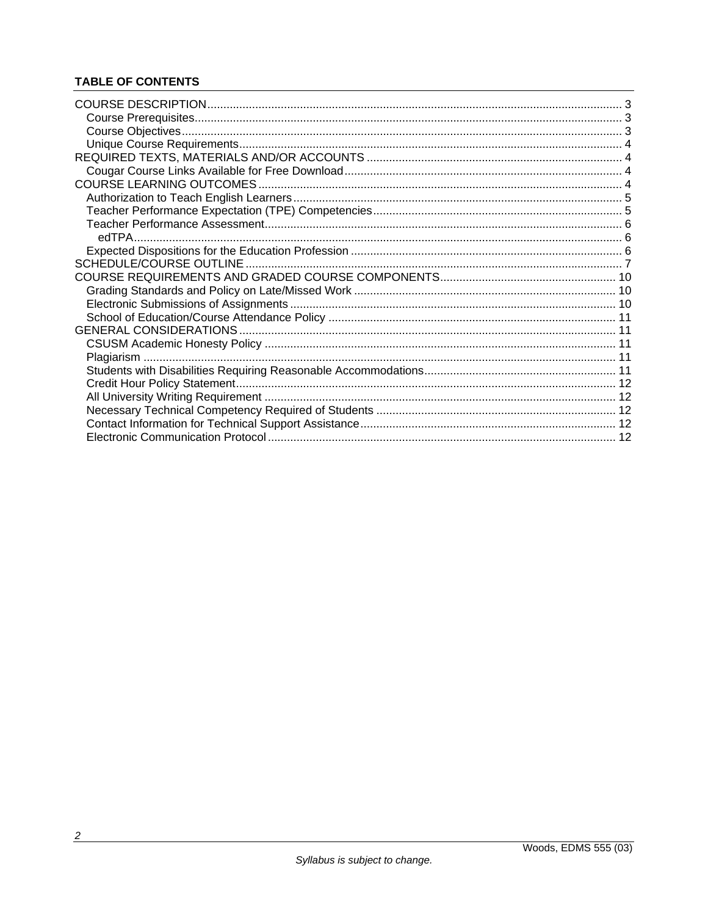**TABLE OF CONTENTS**

COURSE DESCRIPTION ........ 3
- Course Prerequisites ........ 3
- Course Objectives ........ 3
- Unique Course Requirements ........ 4

REQUIRED TEXTS, MATERIALS AND/OR ACCOUNTS ........ 4
- Cougar Course Links Available for Free Download ........ 4

COURSE LEARNING OUTCOMES ........ 4
- Authorization to Teach English Learners ........ 5
- Teacher Performance Expectation (TPE) Competencies ........ 5
- Teacher Performance Assessment ........ 6
  - edTPA ........ 6
- Expected Dispositions for the Education Profession ........ 6

SCHEDULE/COURSE OUTLINE ........ 7

COURSE REQUIREMENTS AND GRADED COURSE COMPONENTS ........ 10
- Grading Standards and Policy on Late/Missed Work ........ 10
- Electronic Submissions of Assignments ........ 10
- School of Education/Course Attendance Policy ........ 11

GENERAL CONSIDERATIONS ........ 11
- CSUSM Academic Honesty Policy ........ 11
- Plagiarism ........ 11
- Students with Disabilities Requiring Reasonable Accommodations ........ 11
- Credit Hour Policy Statement ........ 12
- All University Writing Requirement ........ 12
- Necessary Technical Competency Required of Students ........ 12
- Contact Information for Technical Support Assistance ........ 12
- Electronic Communication Protocol ........ 12

*Syllabus is subject to change.*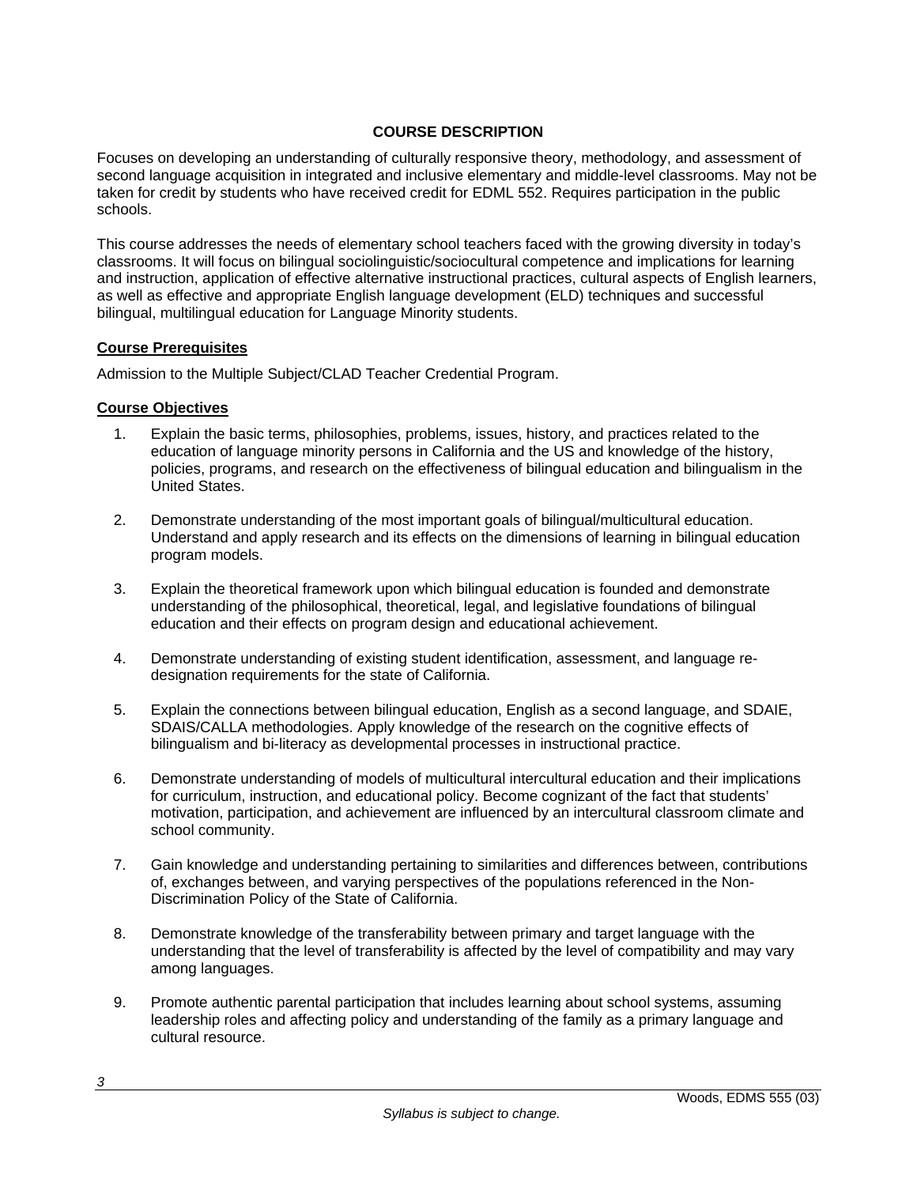## COURSE DESCRIPTION

Focuses on developing an understanding of culturally responsive theory, methodology, and assessment of second language acquisition in integrated and inclusive elementary and middle-level classrooms. May not be taken for credit by students who have received credit for EDML 552. Requires participation in the public schools.

This course addresses the needs of elementary school teachers faced with the growing diversity in today's classrooms. It will focus on bilingual sociolinguistic/sociocultural competence and implications for learning and instruction, application of effective alternative instructional practices, cultural aspects of English learners, as well as effective and appropriate English language development (ELD) techniques and successful bilingual, multilingual education for Language Minority students.

### Course Prerequisites

Admission to the Multiple Subject/CLAD Teacher Credential Program.

### Course Objectives

1. Explain the basic terms, philosophies, problems, issues, history, and practices related to the education of language minority persons in California and the US and knowledge of the history, policies, programs, and research on the effectiveness of bilingual education and bilingualism in the United States.

2. Demonstrate understanding of the most important goals of bilingual/multicultural education. Understand and apply research and its effects on the dimensions of learning in bilingual education program models.

3. Explain the theoretical framework upon which bilingual education is founded and demonstrate understanding of the philosophical, theoretical, legal, and legislative foundations of bilingual education and their effects on program design and educational achievement.

4. Demonstrate understanding of existing student identification, assessment, and language re-designation requirements for the state of California.

5. Explain the connections between bilingual education, English as a second language, and SDAIE, SDAIS/CALLA methodologies. Apply knowledge of the research on the cognitive effects of bilingualism and bi-literacy as developmental processes in instructional practice.

6. Demonstrate understanding of models of multicultural intercultural education and their implications for curriculum, instruction, and educational policy. Become cognizant of the fact that students' motivation, participation, and achievement are influenced by an intercultural classroom climate and school community.

7. Gain knowledge and understanding pertaining to similarities and differences between, contributions of, exchanges between, and varying perspectives of the populations referenced in the Non-Discrimination Policy of the State of California.

8. Demonstrate knowledge of the transferability between primary and target language with the understanding that the level of transferability is affected by the level of compatibility and may vary among languages.

9. Promote authentic parental participation that includes learning about school systems, assuming leadership roles and affecting policy and understanding of the family as a primary language and cultural resource.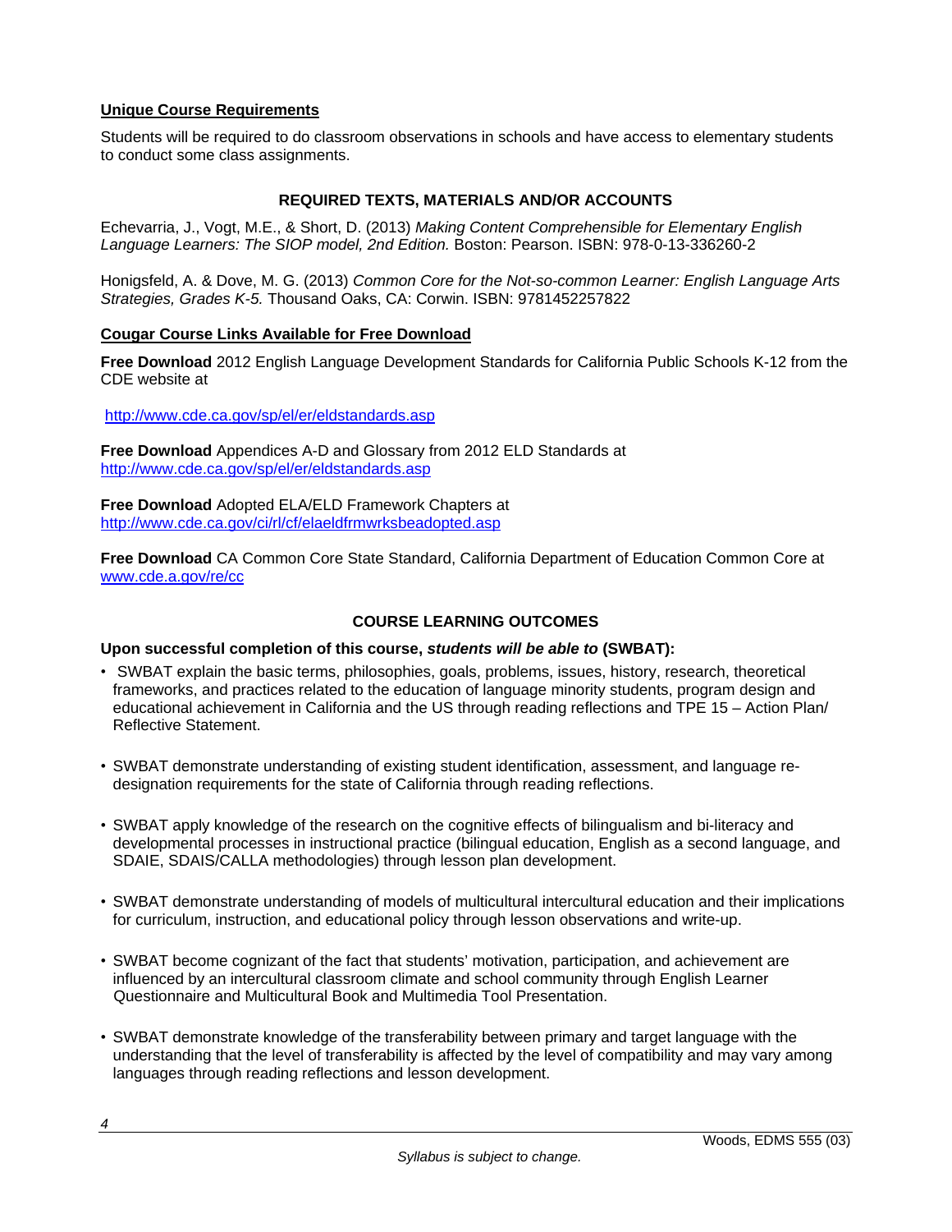### Unique Course Requirements

Students will be required to do classroom observations in schools and have access to elementary students to conduct some class assignments.

## REQUIRED TEXTS, MATERIALS AND/OR ACCOUNTS

Echevarria, J., Vogt, M.E., & Short, D. (2013) *Making Content Comprehensible for Elementary English Language Learners: The SIOP model, 2nd Edition.* Boston: Pearson. ISBN: 978-0-13-336260-2

Honigsfeld, A. & Dove, M. G. (2013) *Common Core for the Not-so-common Learner: English Language Arts Strategies, Grades K-5.* Thousand Oaks, CA: Corwin. ISBN: 9781452257822

### Cougar Course Links Available for Free Download

**Free Download** 2012 English Language Development Standards for California Public Schools K-12 from the CDE website at

http://www.cde.ca.gov/sp/el/er/eldstandards.asp

**Free Download** Appendices A-D and Glossary from 2012 ELD Standards at http://www.cde.ca.gov/sp/el/er/eldstandards.asp

**Free Download** Adopted ELA/ELD Framework Chapters at http://www.cde.ca.gov/ci/rl/cf/elaeldfrmwrksbeadopted.asp

**Free Download** CA Common Core State Standard, California Department of Education Common Core at www.cde.a.gov/re/cc

## COURSE LEARNING OUTCOMES

**Upon successful completion of this course, *students will be able to* (SWBAT):**

- SWBAT explain the basic terms, philosophies, goals, problems, issues, history, research, theoretical frameworks, and practices related to the education of language minority students, program design and educational achievement in California and the US through reading reflections and TPE 15 – Action Plan/ Reflective Statement.
- SWBAT demonstrate understanding of existing student identification, assessment, and language re-designation requirements for the state of California through reading reflections.
- SWBAT apply knowledge of the research on the cognitive effects of bilingualism and bi-literacy and developmental processes in instructional practice (bilingual education, English as a second language, and SDAIE, SDAIS/CALLA methodologies) through lesson plan development.
- SWBAT demonstrate understanding of models of multicultural intercultural education and their implications for curriculum, instruction, and educational policy through lesson observations and write-up.
- SWBAT become cognizant of the fact that students' motivation, participation, and achievement are influenced by an intercultural classroom climate and school community through English Learner Questionnaire and Multicultural Book and Multimedia Tool Presentation.
- SWBAT demonstrate knowledge of the transferability between primary and target language with the understanding that the level of transferability is affected by the level of compatibility and may vary among languages through reading reflections and lesson development.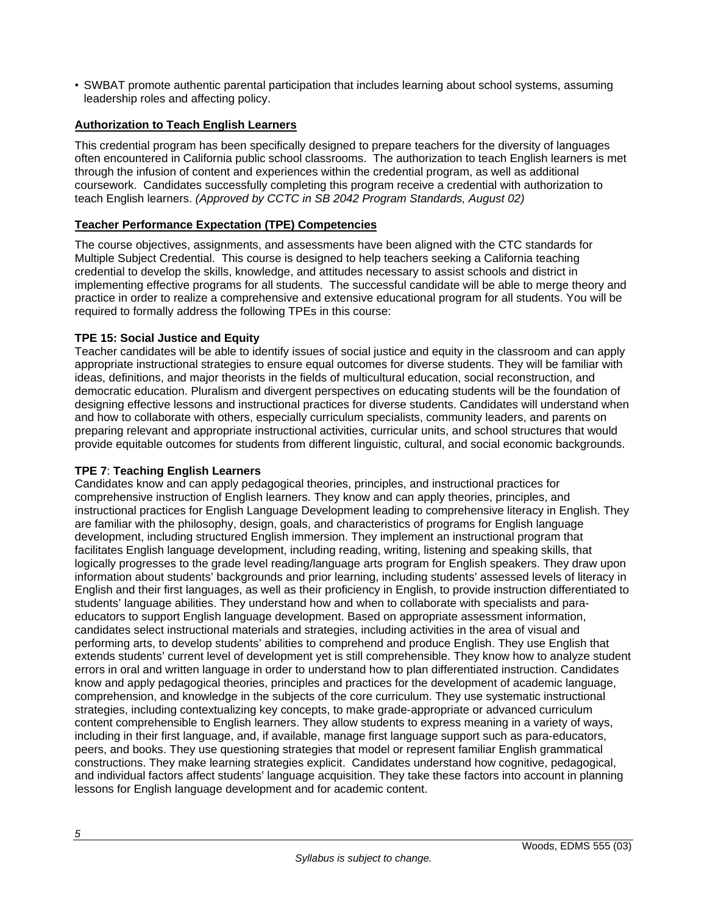- SWBAT promote authentic parental participation that includes learning about school systems, assuming leadership roles and affecting policy.

**Authorization to Teach English Learners**

This credential program has been specifically designed to prepare teachers for the diversity of languages often encountered in California public school classrooms. The authorization to teach English learners is met through the infusion of content and experiences within the credential program, as well as additional coursework. Candidates successfully completing this program receive a credential with authorization to teach English learners. *(Approved by CCTC in SB 2042 Program Standards, August 02)*

**Teacher Performance Expectation (TPE) Competencies**

The course objectives, assignments, and assessments have been aligned with the CTC standards for Multiple Subject Credential. This course is designed to help teachers seeking a California teaching credential to develop the skills, knowledge, and attitudes necessary to assist schools and district in implementing effective programs for all students. The successful candidate will be able to merge theory and practice in order to realize a comprehensive and extensive educational program for all students. You will be required to formally address the following TPEs in this course:

**TPE 15: Social Justice and Equity**
Teacher candidates will be able to identify issues of social justice and equity in the classroom and can apply appropriate instructional strategies to ensure equal outcomes for diverse students. They will be familiar with ideas, definitions, and major theorists in the fields of multicultural education, social reconstruction, and democratic education. Pluralism and divergent perspectives on educating students will be the foundation of designing effective lessons and instructional practices for diverse students. Candidates will understand when and how to collaborate with others, especially curriculum specialists, community leaders, and parents on preparing relevant and appropriate instructional activities, curricular units, and school structures that would provide equitable outcomes for students from different linguistic, cultural, and social economic backgrounds.

**TPE 7**: **Teaching English Learners**
Candidates know and can apply pedagogical theories, principles, and instructional practices for comprehensive instruction of English learners. They know and can apply theories, principles, and instructional practices for English Language Development leading to comprehensive literacy in English. They are familiar with the philosophy, design, goals, and characteristics of programs for English language development, including structured English immersion. They implement an instructional program that facilitates English language development, including reading, writing, listening and speaking skills, that logically progresses to the grade level reading/language arts program for English speakers. They draw upon information about students' backgrounds and prior learning, including students' assessed levels of literacy in English and their first languages, as well as their proficiency in English, to provide instruction differentiated to students' language abilities. They understand how and when to collaborate with specialists and para-educators to support English language development. Based on appropriate assessment information, candidates select instructional materials and strategies, including activities in the area of visual and performing arts, to develop students' abilities to comprehend and produce English. They use English that extends students' current level of development yet is still comprehensible. They know how to analyze student errors in oral and written language in order to understand how to plan differentiated instruction. Candidates know and apply pedagogical theories, principles and practices for the development of academic language, comprehension, and knowledge in the subjects of the core curriculum. They use systematic instructional strategies, including contextualizing key concepts, to make grade-appropriate or advanced curriculum content comprehensible to English learners. They allow students to express meaning in a variety of ways, including in their first language, and, if available, manage first language support such as para-educators, peers, and books. They use questioning strategies that model or represent familiar English grammatical constructions. They make learning strategies explicit. Candidates understand how cognitive, pedagogical, and individual factors affect students' language acquisition. They take these factors into account in planning lessons for English language development and for academic content.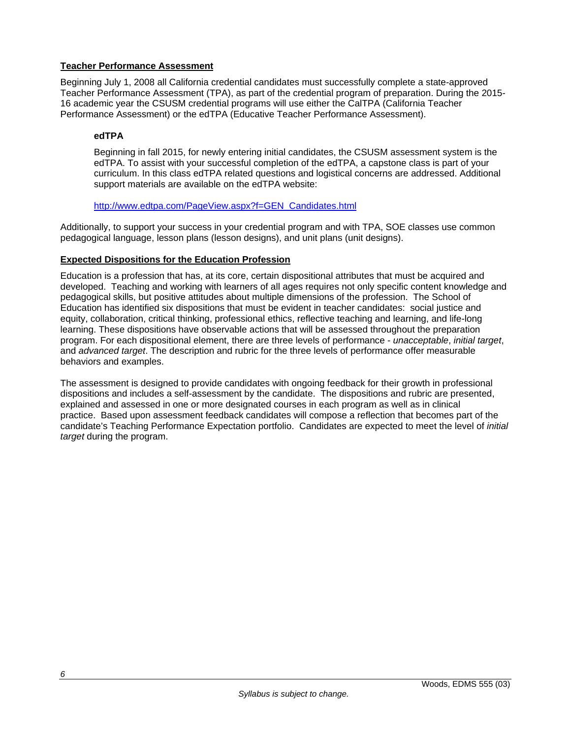## Teacher Performance Assessment

Beginning July 1, 2008 all California credential candidates must successfully complete a state-approved Teacher Performance Assessment (TPA), as part of the credential program of preparation. During the 2015-16 academic year the CSUSM credential programs will use either the CalTPA (California Teacher Performance Assessment) or the edTPA (Educative Teacher Performance Assessment).

### edTPA

Beginning in fall 2015, for newly entering initial candidates, the CSUSM assessment system is the edTPA. To assist with your successful completion of the edTPA, a capstone class is part of your curriculum. In this class edTPA related questions and logistical concerns are addressed. Additional support materials are available on the edTPA website:

http://www.edtpa.com/PageView.aspx?f=GEN_Candidates.html

Additionally, to support your success in your credential program and with TPA, SOE classes use common pedagogical language, lesson plans (lesson designs), and unit plans (unit designs).

## Expected Dispositions for the Education Profession

Education is a profession that has, at its core, certain dispositional attributes that must be acquired and developed. Teaching and working with learners of all ages requires not only specific content knowledge and pedagogical skills, but positive attitudes about multiple dimensions of the profession. The School of Education has identified six dispositions that must be evident in teacher candidates: social justice and equity, collaboration, critical thinking, professional ethics, reflective teaching and learning, and life-long learning. These dispositions have observable actions that will be assessed throughout the preparation program. For each dispositional element, there are three levels of performance - *unacceptable*, *initial target*, and *advanced target*. The description and rubric for the three levels of performance offer measurable behaviors and examples.

The assessment is designed to provide candidates with ongoing feedback for their growth in professional dispositions and includes a self-assessment by the candidate. The dispositions and rubric are presented, explained and assessed in one or more designated courses in each program as well as in clinical practice. Based upon assessment feedback candidates will compose a reflection that becomes part of the candidate's Teaching Performance Expectation portfolio. Candidates are expected to meet the level of *initial target* during the program.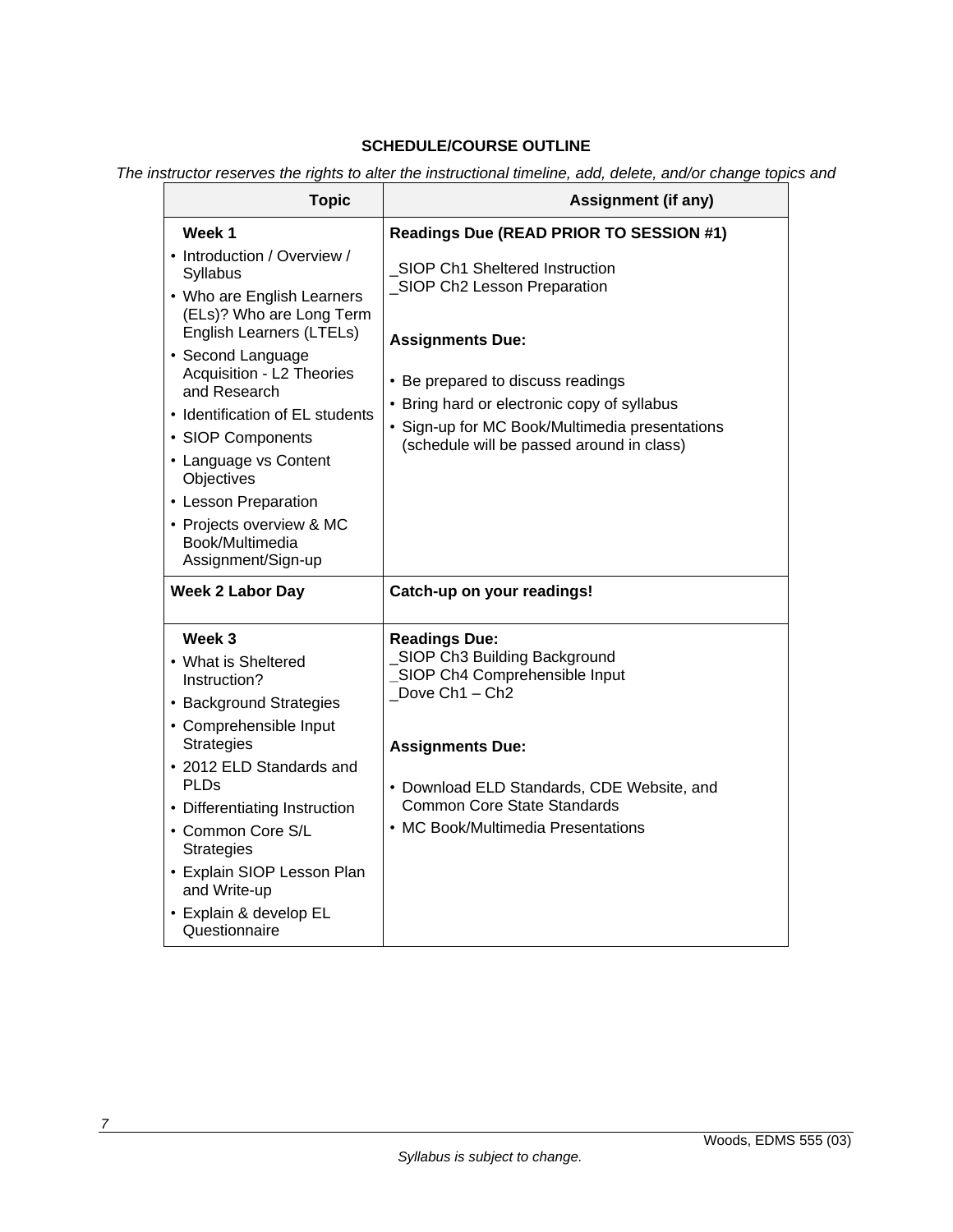**SCHEDULE/COURSE OUTLINE**

*The instructor reserves the rights to alter the instructional timeline, add, delete, and/or change topics and*

| Topic | Assignment (if any) |
|---|---|
| **Week 1**<br>• Introduction / Overview / Syllabus<br>• Who are English Learners (ELs)? Who are Long Term English Learners (LTELs)<br>• Second Language Acquisition - L2 Theories and Research<br>• Identification of EL students<br>• SIOP Components<br>• Language vs Content Objectives<br>• Lesson Preparation<br>• Projects overview & MC Book/Multimedia Assignment/Sign-up | **Readings Due (READ PRIOR TO SESSION #1)**<br>_SIOP Ch1 Sheltered Instruction<br>_SIOP Ch2 Lesson Preparation<br><br>**Assignments Due:**<br>• Be prepared to discuss readings<br>• Bring hard or electronic copy of syllabus<br>• Sign-up for MC Book/Multimedia presentations (schedule will be passed around in class) |
| **Week 2 Labor Day** | **Catch-up on your readings!** |
| **Week 3**<br>• What is Sheltered Instruction?<br>• Background Strategies<br>• Comprehensible Input Strategies<br>• 2012 ELD Standards and PLDs<br>• Differentiating Instruction<br>• Common Core S/L Strategies<br>• Explain SIOP Lesson Plan and Write-up<br>• Explain & develop EL Questionnaire | **Readings Due:**<br>_SIOP Ch3 Building Background<br>_SIOP Ch4 Comprehensible Input<br>_Dove Ch1 – Ch2<br><br>**Assignments Due:**<br>• Download ELD Standards, CDE Website, and Common Core State Standards<br>• MC Book/Multimedia Presentations |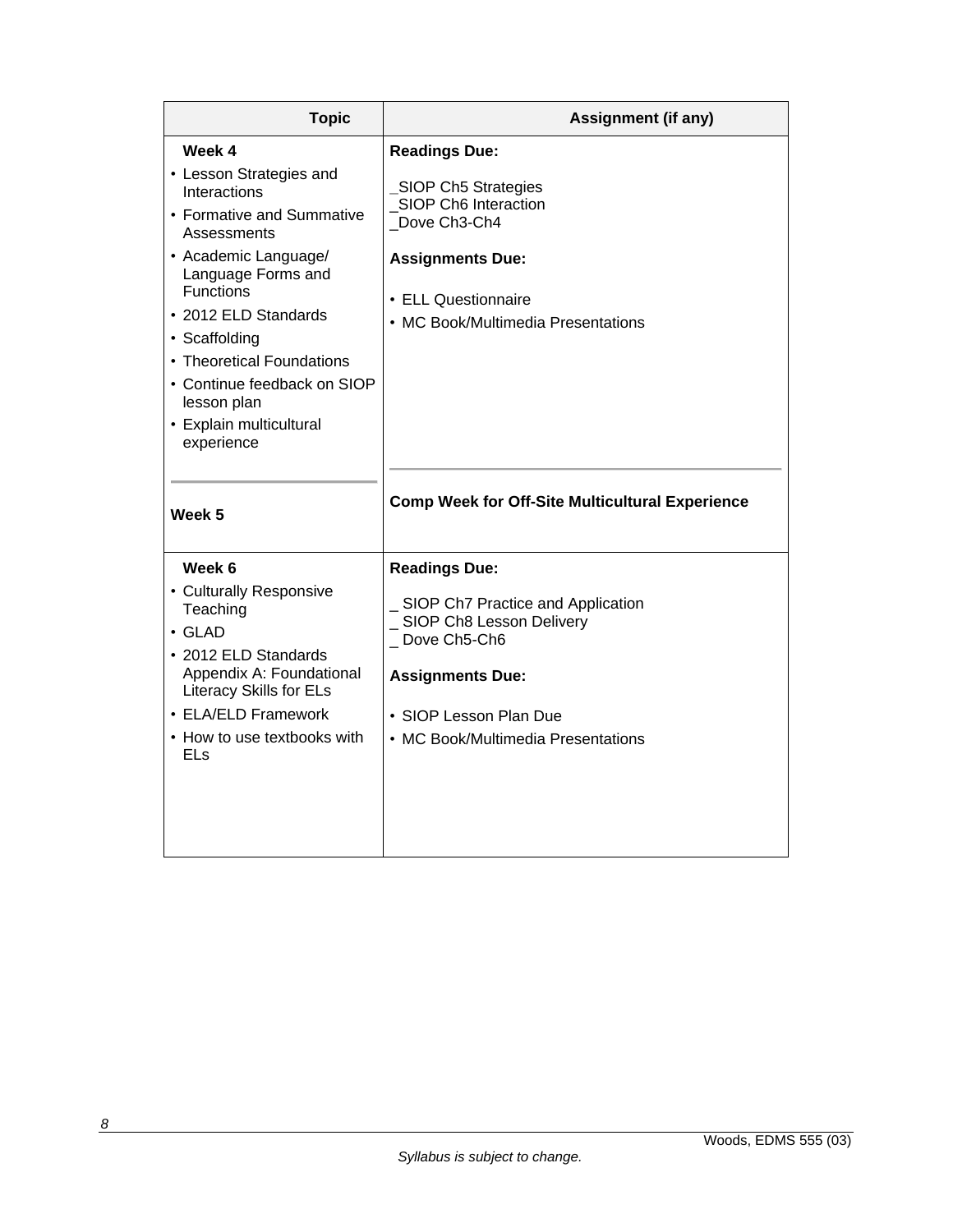| Topic | Assignment (if any) |
| --- | --- |
| **Week 4**<br>• Lesson Strategies and Interactions<br>• Formative and Summative Assessments<br>• Academic Language/ Language Forms and Functions<br>• 2012 ELD Standards<br>• Scaffolding<br>• Theoretical Foundations<br>• Continue feedback on SIOP lesson plan<br>• Explain multicultural experience | **Readings Due:**<br>_SIOP Ch5 Strategies<br>_SIOP Ch6 Interaction<br>_Dove Ch3-Ch4<br>**Assignments Due:**<br>• ELL Questionnaire<br>• MC Book/Multimedia Presentations |
| **Week 5** | **Comp Week for Off-Site Multicultural Experience** |
| **Week 6**<br>• Culturally Responsive Teaching<br>• GLAD<br>• 2012 ELD Standards Appendix A: Foundational Literacy Skills for ELs<br>• ELA/ELD Framework<br>• How to use textbooks with ELs | **Readings Due:**<br>_ SIOP Ch7 Practice and Application<br>_ SIOP Ch8 Lesson Delivery<br>_ Dove Ch5-Ch6<br>**Assignments Due:**<br>• SIOP Lesson Plan Due<br>• MC Book/Multimedia Presentations |

*Syllabus is subject to change.*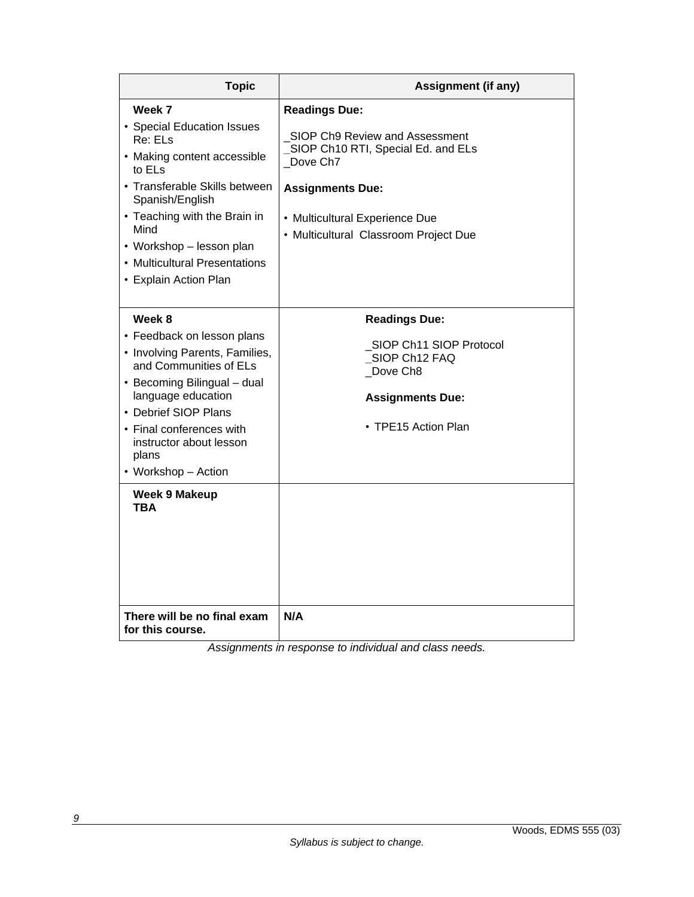| Topic | Assignment (if any) |
|---|---|
| **Week 7**<br>• Special Education Issues Re: ELs<br>• Making content accessible to ELs<br>• Transferable Skills between Spanish/English<br>• Teaching with the Brain in Mind<br>• Workshop – lesson plan<br>• Multicultural Presentations<br>• Explain Action Plan | **Readings Due:**<br>_SIOP Ch9 Review and Assessment<br>_SIOP Ch10 RTI, Special Ed. and ELs<br>_Dove Ch7<br>**Assignments Due:**<br>• Multicultural Experience Due<br>• Multicultural Classroom Project Due |
| **Week 8**<br>• Feedback on lesson plans<br>• Involving Parents, Families, and Communities of ELs<br>• Becoming Bilingual – dual language education<br>• Debrief SIOP Plans<br>• Final conferences with instructor about lesson plans<br>• Workshop – Action | **Readings Due:**<br>_SIOP Ch11 SIOP Protocol<br>_SIOP Ch12 FAQ<br>_Dove Ch8<br>**Assignments Due:**<br>• TPE15 Action Plan |
| **Week 9 Makeup**<br>**TBA** | |
| **There will be no final exam for this course.** | **N/A** |

*Assignments in response to individual and class needs.*

*Syllabus is subject to change.*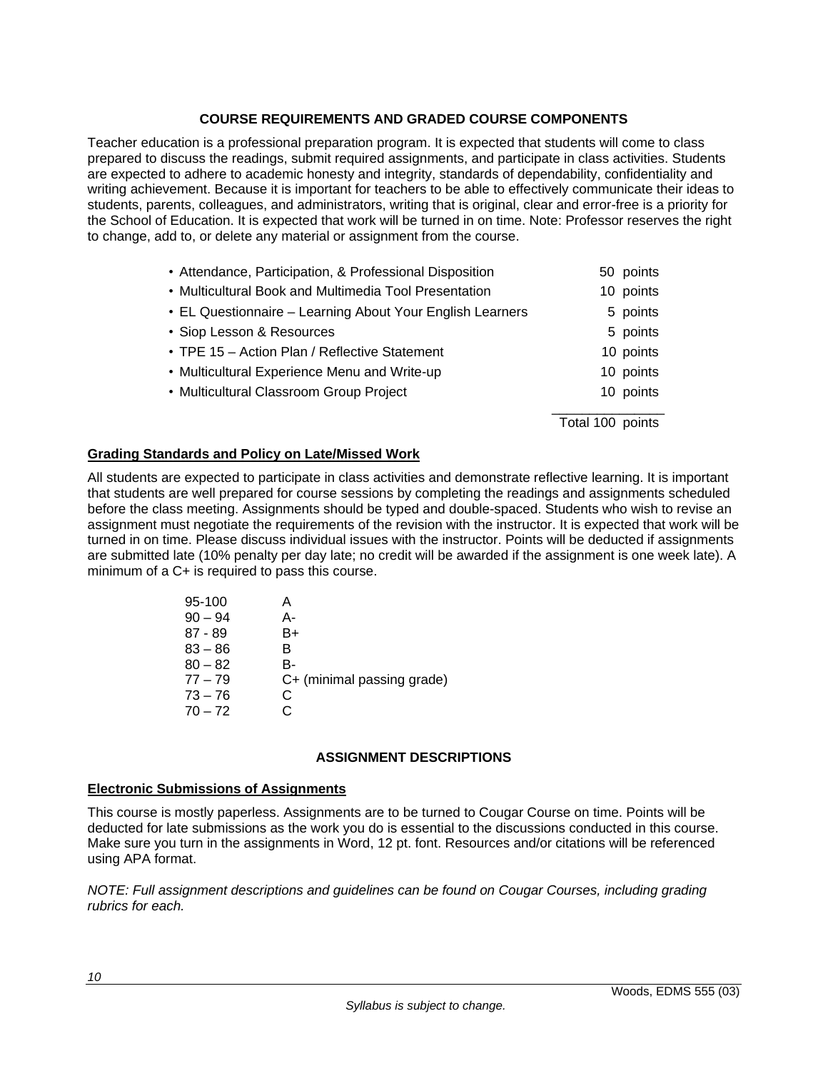## COURSE REQUIREMENTS AND GRADED COURSE COMPONENTS

Teacher education is a professional preparation program. It is expected that students will come to class prepared to discuss the readings, submit required assignments, and participate in class activities. Students are expected to adhere to academic honesty and integrity, standards of dependability, confidentiality and writing achievement. Because it is important for teachers to be able to effectively communicate their ideas to students, parents, colleagues, and administrators, writing that is original, clear and error-free is a priority for the School of Education. It is expected that work will be turned in on time. Note: Professor reserves the right to change, add to, or delete any material or assignment from the course.

| Component | Points |
|---|---|
| • Attendance, Participation, & Professional Disposition | 50 points |
| • Multicultural Book and Multimedia Tool Presentation | 10 points |
| • EL Questionnaire – Learning About Your English Learners | 5 points |
| • Siop Lesson & Resources | 5 points |
| • TPE 15 – Action Plan / Reflective Statement | 10 points |
| • Multicultural Experience Menu and Write-up | 10 points |
| • Multicultural Classroom Group Project | 10 points |
| | Total 100 points |

### Grading Standards and Policy on Late/Missed Work

All students are expected to participate in class activities and demonstrate reflective learning. It is important that students are well prepared for course sessions by completing the readings and assignments scheduled before the class meeting. Assignments should be typed and double-spaced. Students who wish to revise an assignment must negotiate the requirements of the revision with the instructor. It is expected that work will be turned in on time. Please discuss individual issues with the instructor. Points will be deducted if assignments are submitted late (10% penalty per day late; no credit will be awarded if the assignment is one week late). A minimum of a C+ is required to pass this course.

| Score | Grade |
|---|---|
| 95-100 | A |
| 90 – 94 | A- |
| 87 - 89 | B+ |
| 83 – 86 | B |
| 80 – 82 | B- |
| 77 – 79 | C+ (minimal passing grade) |
| 73 – 76 | C |
| 70 – 72 | C |

## ASSIGNMENT DESCRIPTIONS

### Electronic Submissions of Assignments

This course is mostly paperless. Assignments are to be turned to Cougar Course on time. Points will be deducted for late submissions as the work you do is essential to the discussions conducted in this course. Make sure you turn in the assignments in Word, 12 pt. font. Resources and/or citations will be referenced using APA format.

*NOTE: Full assignment descriptions and guidelines can be found on Cougar Courses, including grading rubrics for each.*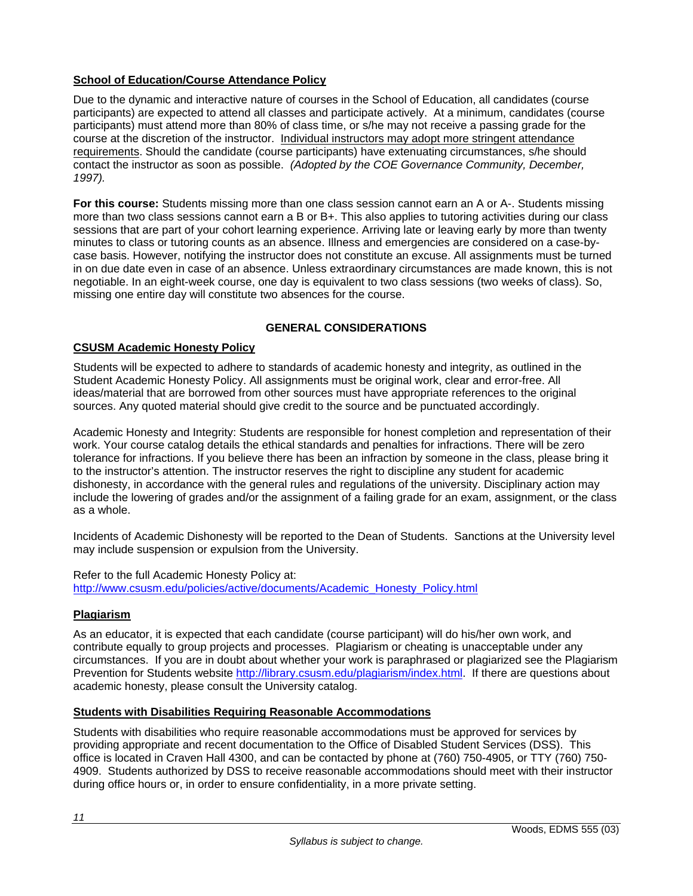**<u>School of Education/Course Attendance Policy</u>**

Due to the dynamic and interactive nature of courses in the School of Education, all candidates (course participants) are expected to attend all classes and participate actively. At a minimum, candidates (course participants) must attend more than 80% of class time, or s/he may not receive a passing grade for the course at the discretion of the instructor. <u>Individual instructors may adopt more stringent attendance requirements</u>. Should the candidate (course participants) have extenuating circumstances, s/he should contact the instructor as soon as possible. *(Adopted by the COE Governance Community, December, 1997).*

**For this course:** Students missing more than one class session cannot earn an A or A-. Students missing more than two class sessions cannot earn a B or B+. This also applies to tutoring activities during our class sessions that are part of your cohort learning experience. Arriving late or leaving early by more than twenty minutes to class or tutoring counts as an absence. Illness and emergencies are considered on a case-by-case basis. However, notifying the instructor does not constitute an excuse. All assignments must be turned in on due date even in case of an absence. Unless extraordinary circumstances are made known, this is not negotiable. In an eight-week course, one day is equivalent to two class sessions (two weeks of class). So, missing one entire day will constitute two absences for the course.

## GENERAL CONSIDERATIONS

**<u>CSUSM Academic Honesty Policy</u>**

Students will be expected to adhere to standards of academic honesty and integrity, as outlined in the Student Academic Honesty Policy. All assignments must be original work, clear and error-free. All ideas/material that are borrowed from other sources must have appropriate references to the original sources. Any quoted material should give credit to the source and be punctuated accordingly.

Academic Honesty and Integrity: Students are responsible for honest completion and representation of their work. Your course catalog details the ethical standards and penalties for infractions. There will be zero tolerance for infractions. If you believe there has been an infraction by someone in the class, please bring it to the instructor's attention. The instructor reserves the right to discipline any student for academic dishonesty, in accordance with the general rules and regulations of the university. Disciplinary action may include the lowering of grades and/or the assignment of a failing grade for an exam, assignment, or the class as a whole.

Incidents of Academic Dishonesty will be reported to the Dean of Students. Sanctions at the University level may include suspension or expulsion from the University.

Refer to the full Academic Honesty Policy at:
http://www.csusm.edu/policies/active/documents/Academic_Honesty_Policy.html

**<u>Plagiarism</u>**

As an educator, it is expected that each candidate (course participant) will do his/her own work, and contribute equally to group projects and processes. Plagiarism or cheating is unacceptable under any circumstances. If you are in doubt about whether your work is paraphrased or plagiarized see the Plagiarism Prevention for Students website http://library.csusm.edu/plagiarism/index.html. If there are questions about academic honesty, please consult the University catalog.

**<u>Students with Disabilities Requiring Reasonable Accommodations</u>**

Students with disabilities who require reasonable accommodations must be approved for services by providing appropriate and recent documentation to the Office of Disabled Student Services (DSS). This office is located in Craven Hall 4300, and can be contacted by phone at (760) 750-4905, or TTY (760) 750-4909. Students authorized by DSS to receive reasonable accommodations should meet with their instructor during office hours or, in order to ensure confidentiality, in a more private setting.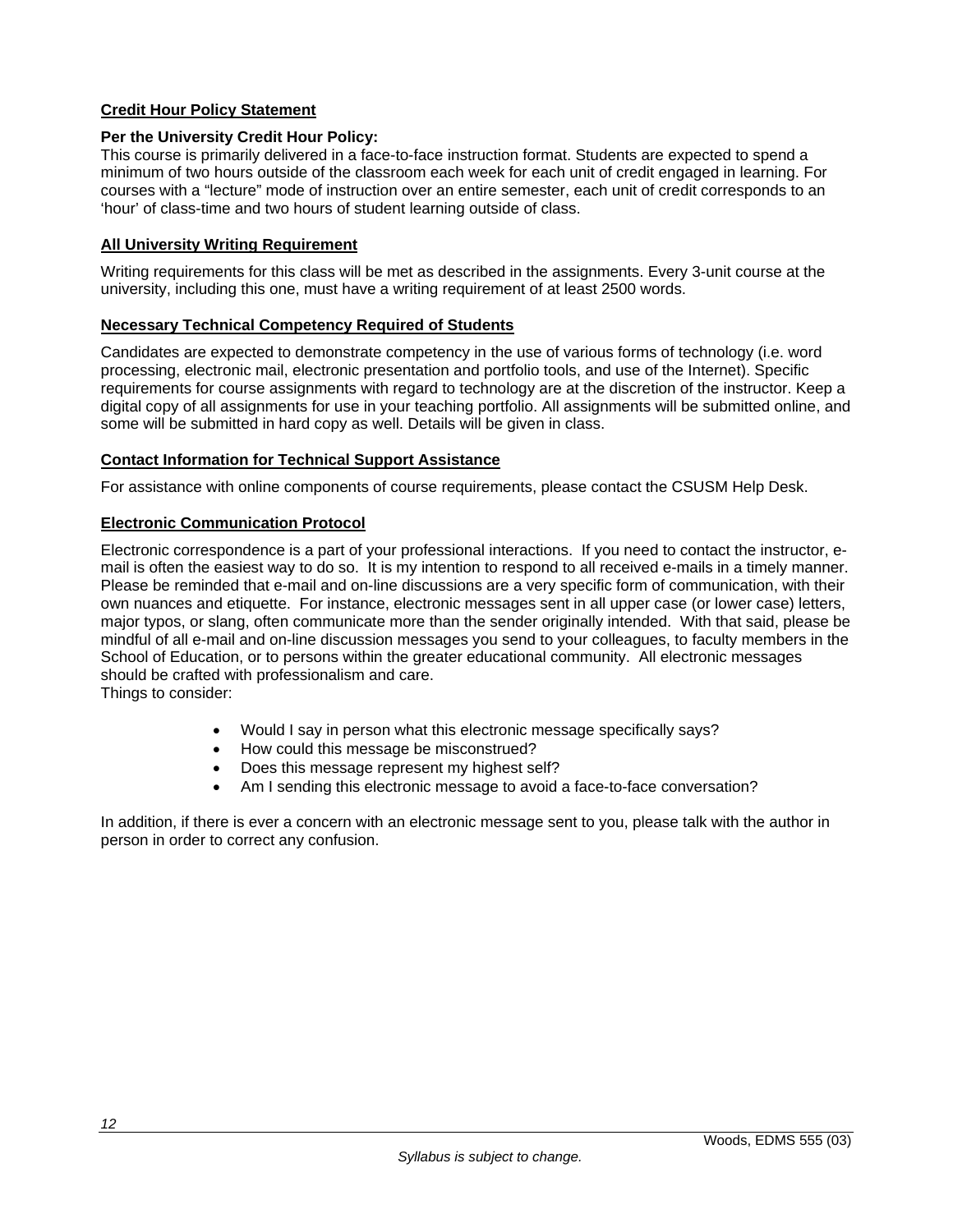**Credit Hour Policy Statement**

**Per the University Credit Hour Policy:**
This course is primarily delivered in a face-to-face instruction format. Students are expected to spend a minimum of two hours outside of the classroom each week for each unit of credit engaged in learning. For courses with a "lecture" mode of instruction over an entire semester, each unit of credit corresponds to an 'hour' of class-time and two hours of student learning outside of class.

**All University Writing Requirement**

Writing requirements for this class will be met as described in the assignments. Every 3-unit course at the university, including this one, must have a writing requirement of at least 2500 words.

**Necessary Technical Competency Required of Students**

Candidates are expected to demonstrate competency in the use of various forms of technology (i.e. word processing, electronic mail, electronic presentation and portfolio tools, and use of the Internet). Specific requirements for course assignments with regard to technology are at the discretion of the instructor. Keep a digital copy of all assignments for use in your teaching portfolio. All assignments will be submitted online, and some will be submitted in hard copy as well. Details will be given in class.

**Contact Information for Technical Support Assistance**

For assistance with online components of course requirements, please contact the CSUSM Help Desk.

**Electronic Communication Protocol**

Electronic correspondence is a part of your professional interactions. If you need to contact the instructor, e-mail is often the easiest way to do so. It is my intention to respond to all received e-mails in a timely manner. Please be reminded that e-mail and on-line discussions are a very specific form of communication, with their own nuances and etiquette. For instance, electronic messages sent in all upper case (or lower case) letters, major typos, or slang, often communicate more than the sender originally intended. With that said, please be mindful of all e-mail and on-line discussion messages you send to your colleagues, to faculty members in the School of Education, or to persons within the greater educational community. All electronic messages should be crafted with professionalism and care.
Things to consider:

- Would I say in person what this electronic message specifically says?
- How could this message be misconstrued?
- Does this message represent my highest self?
- Am I sending this electronic message to avoid a face-to-face conversation?

In addition, if there is ever a concern with an electronic message sent to you, please talk with the author in person in order to correct any confusion.